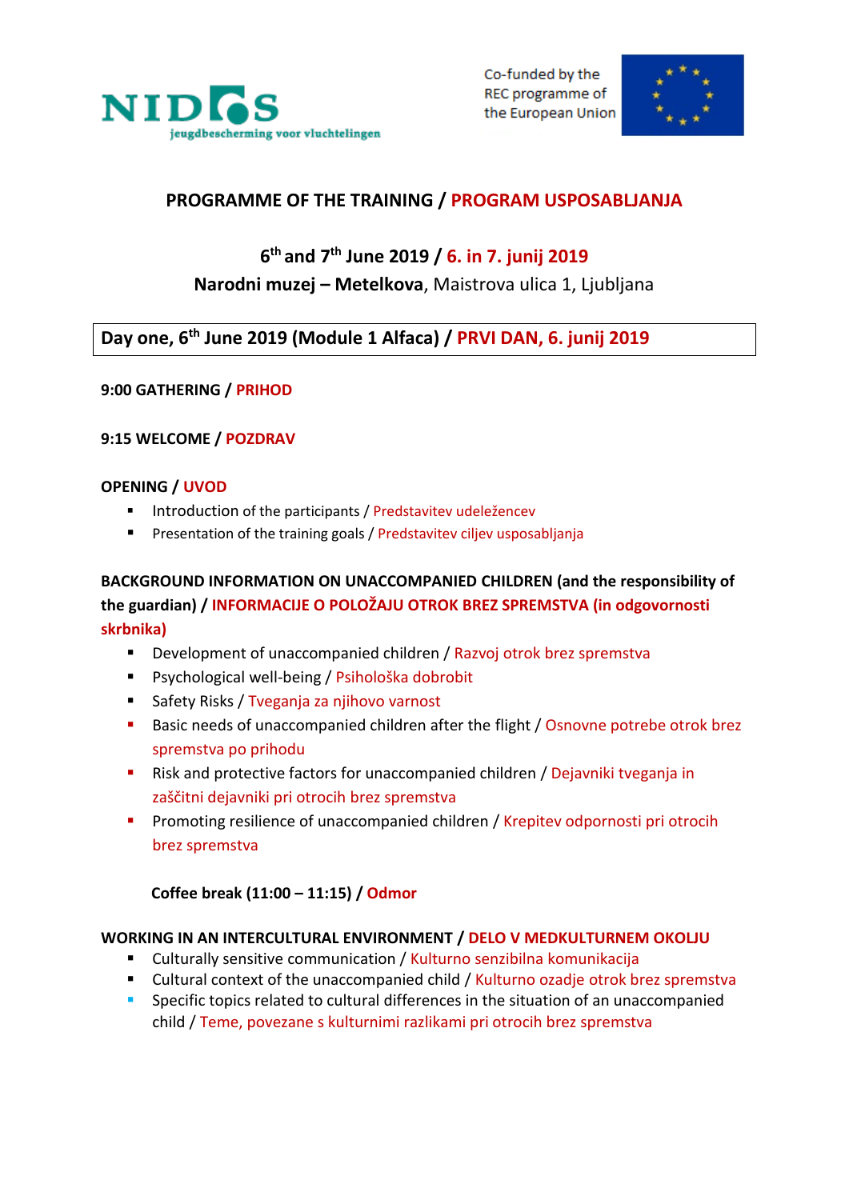NIDOS jeugdbescherming voor vluchtelingen

Co-funded by the REC programme of the European Union

# PROGRAMME OF THE TRAINING / PROGRAM USPOSABLJANJA

## 6th and 7th June 2019 / 6. in 7. junij 2019

**Narodni muzej – Metelkova**, Maistrova ulica 1, Ljubljana

## Day one, 6th June 2019 (Module 1 Alfaca) / PRVI DAN, 6. junij 2019

**9:00 GATHERING / PRIHOD**

**9:15 WELCOME / POZDRAV**

**OPENING / UVOD**

- Introduction of the participants / Predstavitev udeležencev
- Presentation of the training goals / Predstavitev ciljev usposabljanja

**BACKGROUND INFORMATION ON UNACCOMPANIED CHILDREN (and the responsibility of the guardian) / INFORMACIJE O POLOŽAJU OTROK BREZ SPREMSTVA (in odgovornosti skrbnika)**

- Development of unaccompanied children / Razvoj otrok brez spremstva
- Psychological well-being / Psihološka dobrobit
- Safety Risks / Tveganja za njihovo varnost
- Basic needs of unaccompanied children after the flight / Osnovne potrebe otrok brez spremstva po prihodu
- Risk and protective factors for unaccompanied children / Dejavniki tveganja in zaščitni dejavniki pri otrocih brez spremstva
- Promoting resilience of unaccompanied children / Krepitev odpornosti pri otrocih brez spremstva

**Coffee break (11:00 – 11:15) / Odmor**

**WORKING IN AN INTERCULTURAL ENVIRONMENT / DELO V MEDKULTURNEM OKOLJU**

- Culturally sensitive communication / Kulturno senzibilna komunikacija
- Cultural context of the unaccompanied child / Kulturno ozadje otrok brez spremstva
- Specific topics related to cultural differences in the situation of an unaccompanied child / Teme, povezane s kulturnimi razlikami pri otrocih brez spremstva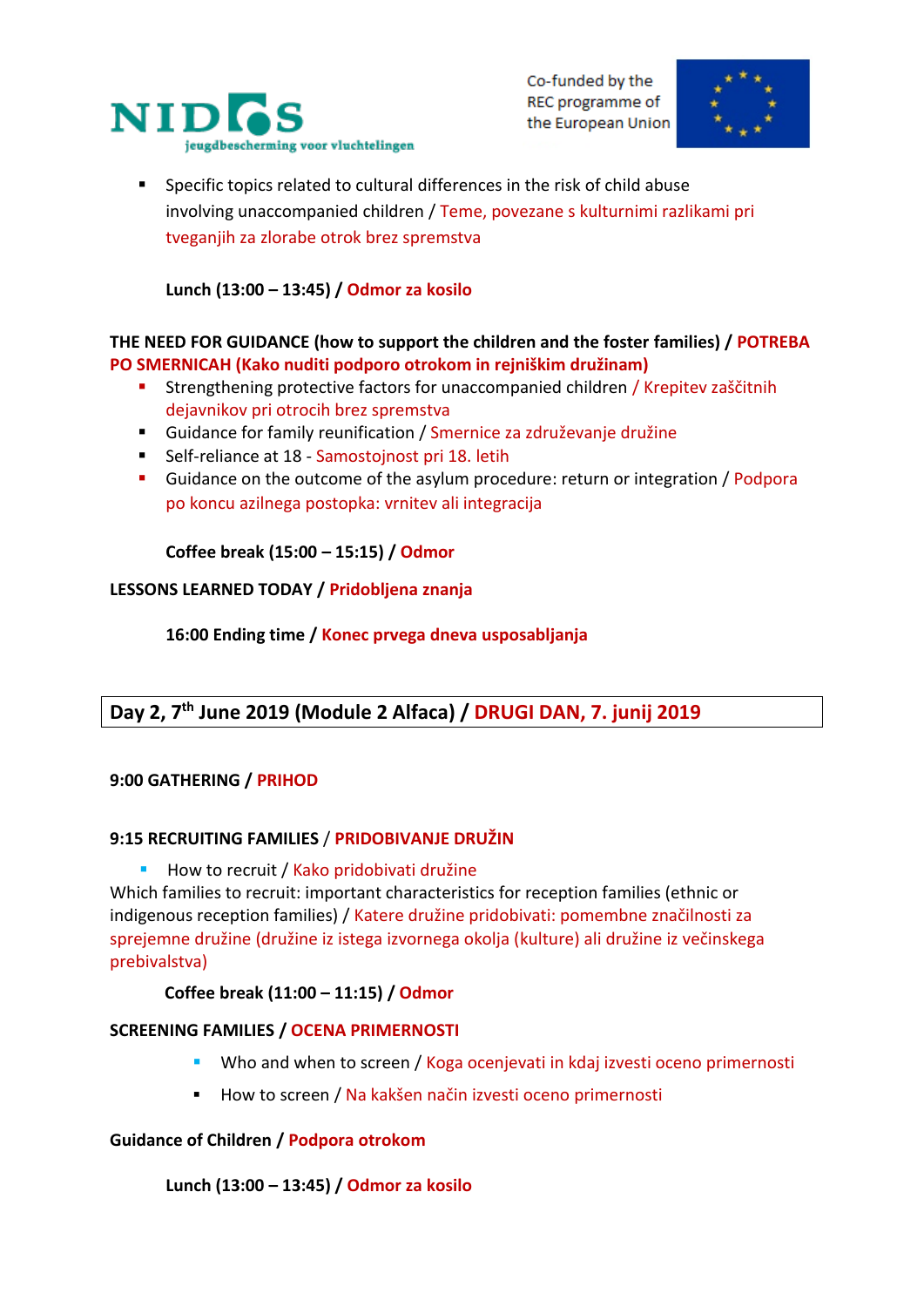- Specific topics related to cultural differences in the risk of child abuse involving unaccompanied children / Teme, povezane s kulturnimi razlikami pri tveganjih za zlorabe otrok brez spremstva

**Lunch (13:00 – 13:45) / Odmor za kosilo**

**THE NEED FOR GUIDANCE (how to support the children and the foster families) / POTREBA PO SMERNICAH (Kako nuditi podporo otrokom in rejniškim družinam)**

- Strengthening protective factors for unaccompanied children / Krepitev zaščitnih dejavnikov pri otrocih brez spremstva
- Guidance for family reunification / Smernice za združevanje družine
- Self-reliance at 18 - Samostojnost pri 18. letih
- Guidance on the outcome of the asylum procedure: return or integration / Podpora po koncu azilnega postopka: vrnitev ali integracija

**Coffee break (15:00 – 15:15) / Odmor**

**LESSONS LEARNED TODAY / Pridobljena znanja**

**16:00 Ending time / Konec prvega dneva usposabljanja**

## Day 2, 7th June 2019 (Module 2 Alfaca) / DRUGI DAN, 7. junij 2019

**9:00 GATHERING / PRIHOD**

**9:15 RECRUITING FAMILIES / PRIDOBIVANJE DRUŽIN**

- How to recruit / Kako pridobivati družine

Which families to recruit: important characteristics for reception families (ethnic or indigenous reception families) / Katere družine pridobivati: pomembne značilnosti za sprejemne družine (družine iz istega izvornega okolja (kulture) ali družine iz večinskega prebivalstva)

**Coffee break (11:00 – 11:15) / Odmor**

**SCREENING FAMILIES / OCENA PRIMERNOSTI**

- Who and when to screen / Koga ocenjevati in kdaj izvesti oceno primernosti
- How to screen / Na kakšen način izvesti oceno primernosti

**Guidance of Children / Podpora otrokom**

**Lunch (13:00 – 13:45) / Odmor za kosilo**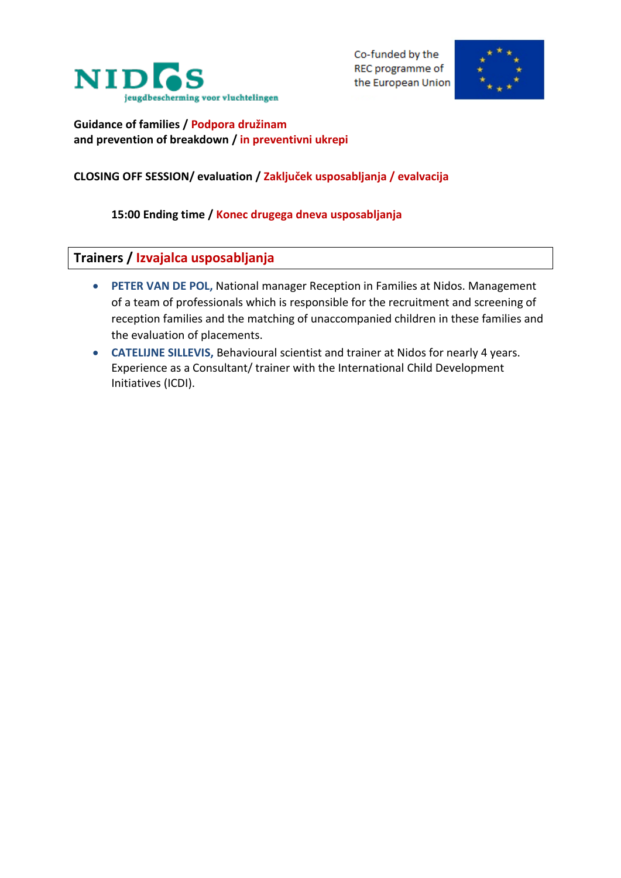NIDOS jeugdbescherming voor vluchtelingen

Co-funded by the REC programme of the European Union

**Guidance of families / Podpora družinam and prevention of breakdown / in preventivni ukrepi**

**CLOSING OFF SESSION/ evaluation / Zaključek usposabljanja / evalvacija**

**15:00 Ending time / Konec drugega dneva usposabljanja**

## Trainers / Izvajalca usposabljanja

- **PETER VAN DE POL,** National manager Reception in Families at Nidos. Management of a team of professionals which is responsible for the recruitment and screening of reception families and the matching of unaccompanied children in these families and the evaluation of placements.
- **CATELIJNE SILLEVIS,** Behavioural scientist and trainer at Nidos for nearly 4 years. Experience as a Consultant/ trainer with the International Child Development Initiatives (ICDI).